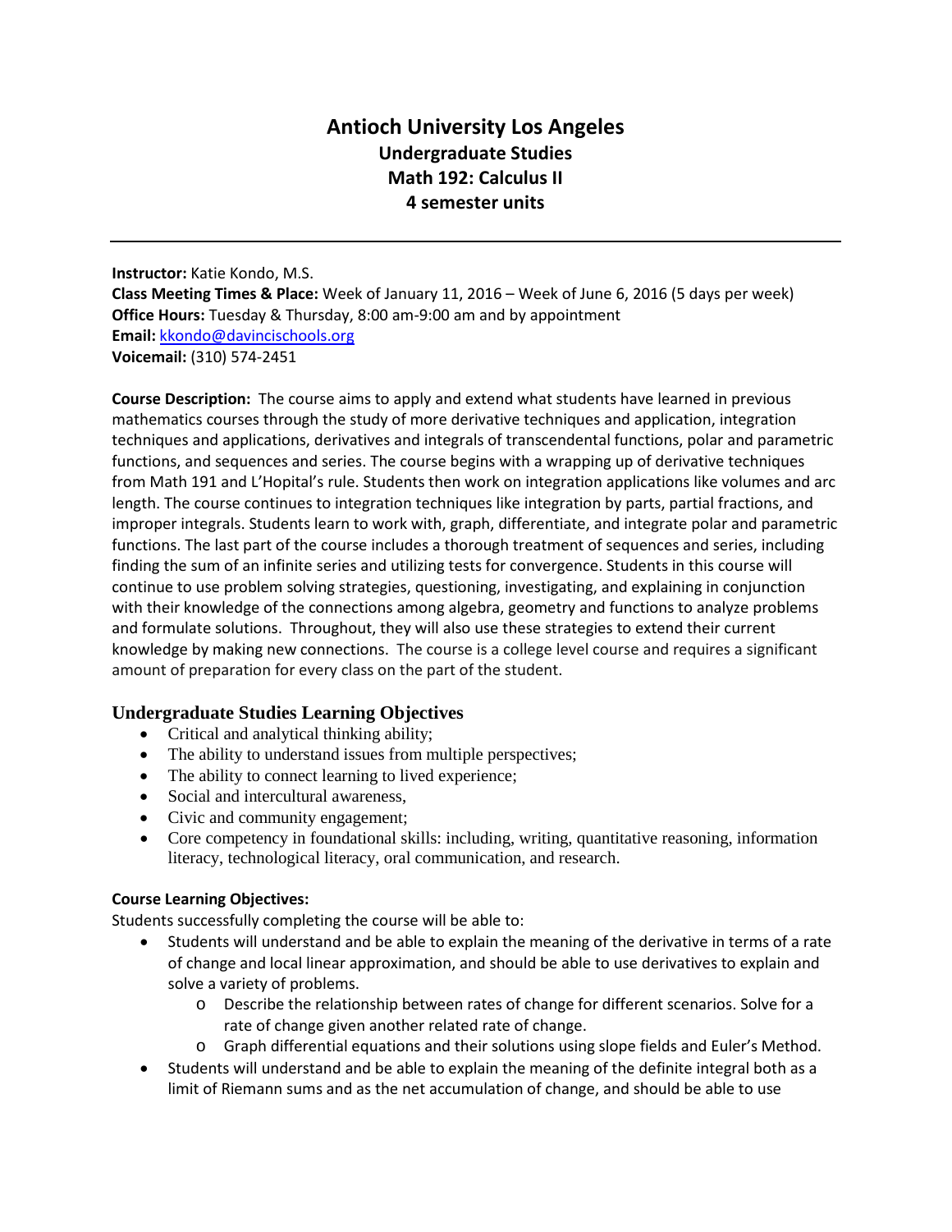# Antioch University Los Angeles

## Undergraduate Studies

## Math 192: Calculus II

## 4 semester units

---

**Instructor:** Katie Kondo, M.S.
**Class Meeting Times & Place:** Week of January 11, 2016 – Week of June 6, 2016 (5 days per week)
**Office Hours:** Tuesday & Thursday, 8:00 am-9:00 am and by appointment
**Email:** kkondo@davincischools.org
**Voicemail:** (310) 574-2451

**Course Description:** The course aims to apply and extend what students have learned in previous mathematics courses through the study of more derivative techniques and application, integration techniques and applications, derivatives and integrals of transcendental functions, polar and parametric functions, and sequences and series. The course begins with a wrapping up of derivative techniques from Math 191 and L'Hopital's rule. Students then work on integration applications like volumes and arc length. The course continues to integration techniques like integration by parts, partial fractions, and improper integrals. Students learn to work with, graph, differentiate, and integrate polar and parametric functions. The last part of the course includes a thorough treatment of sequences and series, including finding the sum of an infinite series and utilizing tests for convergence. Students in this course will continue to use problem solving strategies, questioning, investigating, and explaining in conjunction with their knowledge of the connections among algebra, geometry and functions to analyze problems and formulate solutions. Throughout, they will also use these strategies to extend their current knowledge by making new connections. The course is a college level course and requires a significant amount of preparation for every class on the part of the student.

### Undergraduate Studies Learning Objectives

- Critical and analytical thinking ability;
- The ability to understand issues from multiple perspectives;
- The ability to connect learning to lived experience;
- Social and intercultural awareness,
- Civic and community engagement;
- Core competency in foundational skills: including, writing, quantitative reasoning, information literacy, technological literacy, oral communication, and research.

**Course Learning Objectives:**

Students successfully completing the course will be able to:

- Students will understand and be able to explain the meaning of the derivative in terms of a rate of change and local linear approximation, and should be able to use derivatives to explain and solve a variety of problems.
  - Describe the relationship between rates of change for different scenarios. Solve for a rate of change given another related rate of change.
  - Graph differential equations and their solutions using slope fields and Euler's Method.
- Students will understand and be able to explain the meaning of the definite integral both as a limit of Riemann sums and as the net accumulation of change, and should be able to use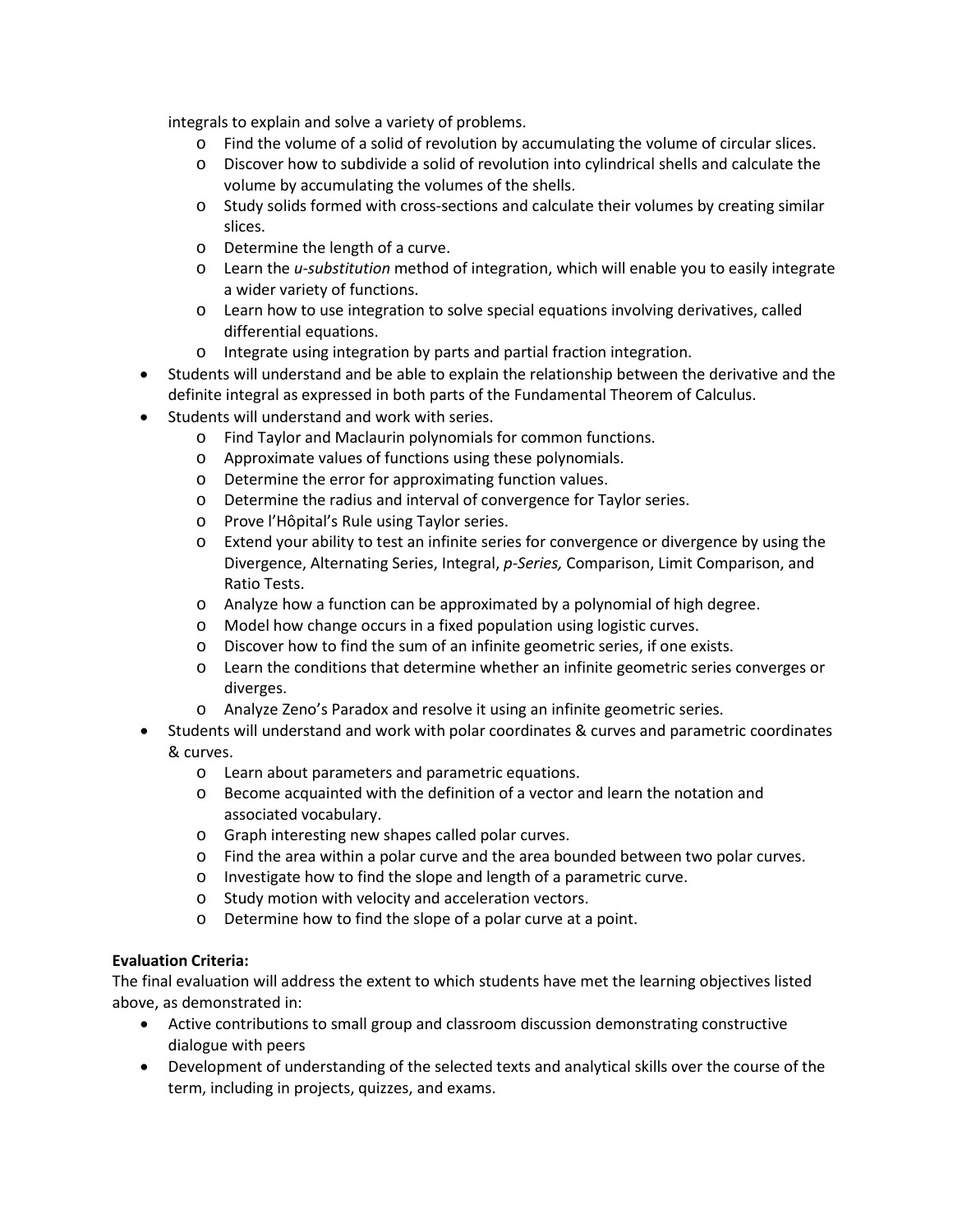integrals to explain and solve a variety of problems.

  - Find the volume of a solid of revolution by accumulating the volume of circular slices.
  - Discover how to subdivide a solid of revolution into cylindrical shells and calculate the volume by accumulating the volumes of the shells.
  - Study solids formed with cross-sections and calculate their volumes by creating similar slices.
  - Determine the length of a curve.
  - Learn the *u-substitution* method of integration, which will enable you to easily integrate a wider variety of functions.
  - Learn how to use integration to solve special equations involving derivatives, called differential equations.
  - Integrate using integration by parts and partial fraction integration.
- Students will understand and be able to explain the relationship between the derivative and the definite integral as expressed in both parts of the Fundamental Theorem of Calculus.
- Students will understand and work with series.
  - Find Taylor and Maclaurin polynomials for common functions.
  - Approximate values of functions using these polynomials.
  - Determine the error for approximating function values.
  - Determine the radius and interval of convergence for Taylor series.
  - Prove l'Hôpital's Rule using Taylor series.
  - Extend your ability to test an infinite series for convergence or divergence by using the Divergence, Alternating Series, Integral, *p-Series,* Comparison, Limit Comparison, and Ratio Tests.
  - Analyze how a function can be approximated by a polynomial of high degree.
  - Model how change occurs in a fixed population using logistic curves.
  - Discover how to find the sum of an infinite geometric series, if one exists.
  - Learn the conditions that determine whether an infinite geometric series converges or diverges.
  - Analyze Zeno's Paradox and resolve it using an infinite geometric series.
- Students will understand and work with polar coordinates & curves and parametric coordinates & curves.
  - Learn about parameters and parametric equations.
  - Become acquainted with the definition of a vector and learn the notation and associated vocabulary.
  - Graph interesting new shapes called polar curves.
  - Find the area within a polar curve and the area bounded between two polar curves.
  - Investigate how to find the slope and length of a parametric curve.
  - Study motion with velocity and acceleration vectors.
  - Determine how to find the slope of a polar curve at a point.

**Evaluation Criteria:**

The final evaluation will address the extent to which students have met the learning objectives listed above, as demonstrated in:

- Active contributions to small group and classroom discussion demonstrating constructive dialogue with peers
- Development of understanding of the selected texts and analytical skills over the course of the term, including in projects, quizzes, and exams.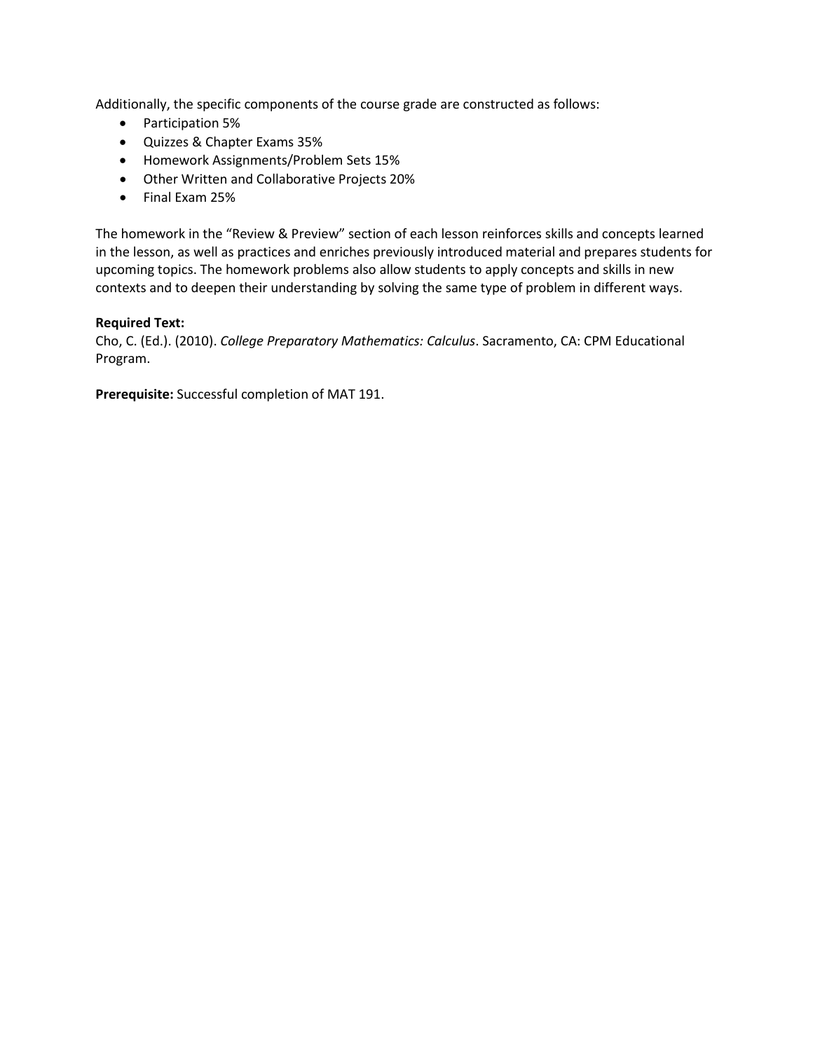Additionally, the specific components of the course grade are constructed as follows:

- Participation 5%
- Quizzes & Chapter Exams 35%
- Homework Assignments/Problem Sets 15%
- Other Written and Collaborative Projects 20%
- Final Exam 25%

The homework in the "Review & Preview" section of each lesson reinforces skills and concepts learned in the lesson, as well as practices and enriches previously introduced material and prepares students for upcoming topics. The homework problems also allow students to apply concepts and skills in new contexts and to deepen their understanding by solving the same type of problem in different ways.

**Required Text:**
Cho, C. (Ed.). (2010). *College Preparatory Mathematics: Calculus*. Sacramento, CA: CPM Educational Program.

**Prerequisite:** Successful completion of MAT 191.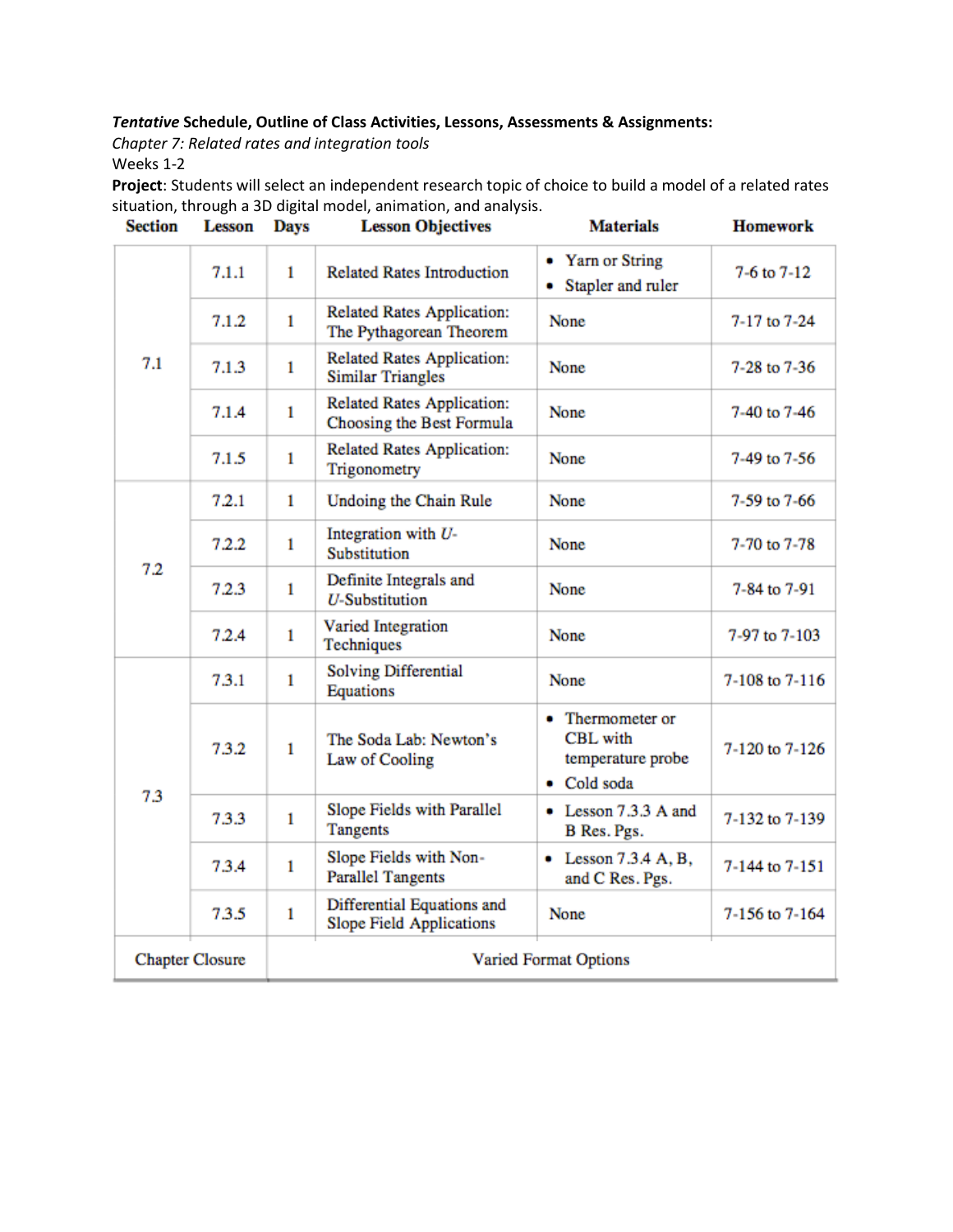***Tentative*** **Schedule, Outline of Class Activities, Lessons, Assessments & Assignments:**

*Chapter 7: Related rates and integration tools*

Weeks 1-2

**Project**: Students will select an independent research topic of choice to build a model of a related rates situation, through a 3D digital model, animation, and analysis.

| Section | Lesson | Days | Lesson Objectives | Materials | Homework |
|---|---|---|---|---|---|
| 7.1 | 7.1.1 | 1 | Related Rates Introduction | • Yarn or String<br>• Stapler and ruler | 7-6 to 7-12 |
| | 7.1.2 | 1 | Related Rates Application: The Pythagorean Theorem | None | 7-17 to 7-24 |
| | 7.1.3 | 1 | Related Rates Application: Similar Triangles | None | 7-28 to 7-36 |
| | 7.1.4 | 1 | Related Rates Application: Choosing the Best Formula | None | 7-40 to 7-46 |
| | 7.1.5 | 1 | Related Rates Application: Trigonometry | None | 7-49 to 7-56 |
| 7.2 | 7.2.1 | 1 | Undoing the Chain Rule | None | 7-59 to 7-66 |
| | 7.2.2 | 1 | Integration with *U*-Substitution | None | 7-70 to 7-78 |
| | 7.2.3 | 1 | Definite Integrals and *U*-Substitution | None | 7-84 to 7-91 |
| | 7.2.4 | 1 | Varied Integration Techniques | None | 7-97 to 7-103 |
| 7.3 | 7.3.1 | 1 | Solving Differential Equations | None | 7-108 to 7-116 |
| | 7.3.2 | 1 | The Soda Lab: Newton's Law of Cooling | • Thermometer or CBL with temperature probe<br>• Cold soda | 7-120 to 7-126 |
| | 7.3.3 | 1 | Slope Fields with Parallel Tangents | • Lesson 7.3.3 A and B Res. Pgs. | 7-132 to 7-139 |
| | 7.3.4 | 1 | Slope Fields with Non-Parallel Tangents | • Lesson 7.3.4 A, B, and C Res. Pgs. | 7-144 to 7-151 |
| | 7.3.5 | 1 | Differential Equations and Slope Field Applications | None | 7-156 to 7-164 |
| Chapter Closure | | Varied Format Options | | | |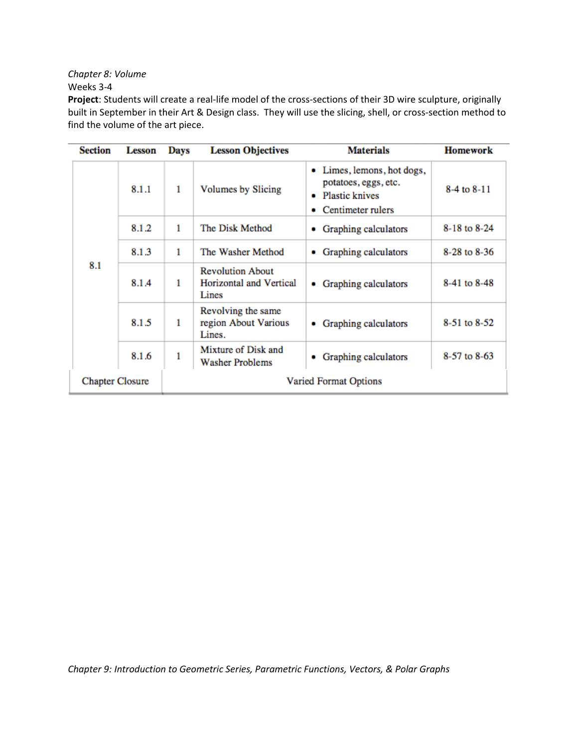*Chapter 8: Volume*

Weeks 3-4

**Project**: Students will create a real-life model of the cross-sections of their 3D wire sculpture, originally built in September in their Art & Design class. They will use the slicing, shell, or cross-section method to find the volume of the art piece.

| Section | Lesson | Days | Lesson Objectives | Materials | Homework |
|---|---|---|---|---|---|
| 8.1 | 8.1.1 | 1 | Volumes by Slicing | • Limes, lemons, hot dogs, potatoes, eggs, etc.<br>• Plastic knives<br>• Centimeter rulers | 8-4 to 8-11 |
| | 8.1.2 | 1 | The Disk Method | • Graphing calculators | 8-18 to 8-24 |
| | 8.1.3 | 1 | The Washer Method | • Graphing calculators | 8-28 to 8-36 |
| | 8.1.4 | 1 | Revolution About Horizontal and Vertical Lines | • Graphing calculators | 8-41 to 8-48 |
| | 8.1.5 | 1 | Revolving the same region About Various Lines. | • Graphing calculators | 8-51 to 8-52 |
| | 8.1.6 | 1 | Mixture of Disk and Washer Problems | • Graphing calculators | 8-57 to 8-63 |
| Chapter Closure | | Varied Format Options | | | |

*Chapter 9: Introduction to Geometric Series, Parametric Functions, Vectors, & Polar Graphs*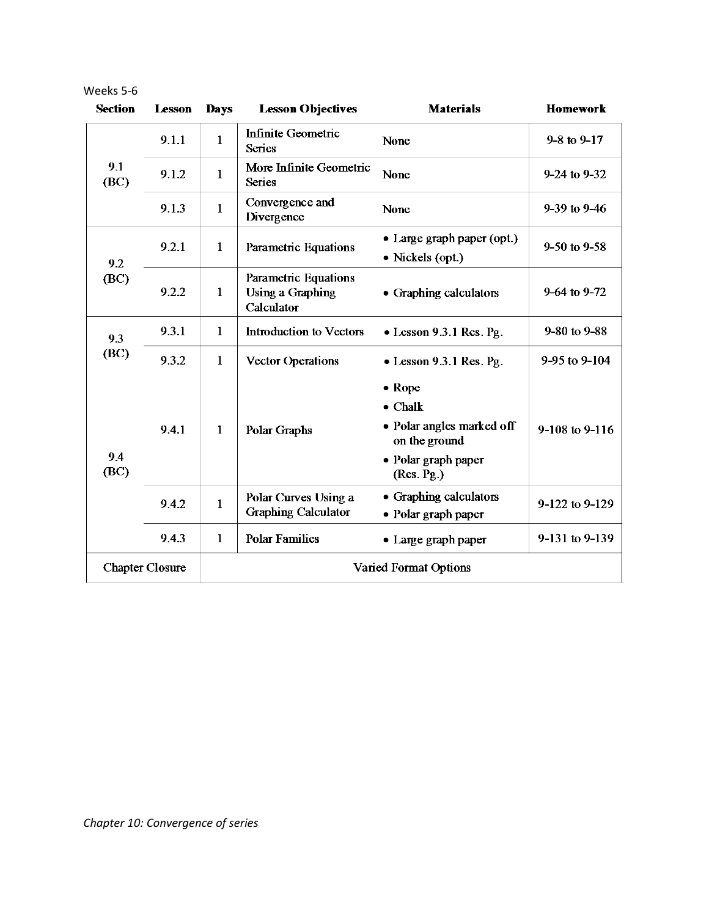Weeks 5-6

| Section | Lesson | Days | Lesson Objectives | Materials | Homework |
|---|---|---|---|---|---|
| 9.1 (BC) | 9.1.1 | 1 | Infinite Geometric Series | None | 9-8 to 9-17 |
| | 9.1.2 | 1 | More Infinite Geometric Series | None | 9-24 to 9-32 |
| | 9.1.3 | 1 | Convergence and Divergence | None | 9-39 to 9-46 |
| 9.2 (BC) | 9.2.1 | 1 | Parametric Equations | • Large graph paper (opt.) • Nickels (opt.) | 9-50 to 9-58 |
| | 9.2.2 | 1 | Parametric Equations Using a Graphing Calculator | • Graphing calculators | 9-64 to 9-72 |
| 9.3 (BC) | 9.3.1 | 1 | Introduction to Vectors | • Lesson 9.3.1 Res. Pg. | 9-80 to 9-88 |
| | 9.3.2 | 1 | Vector Operations | • Lesson 9.3.1 Res. Pg. | 9-95 to 9-104 |
| 9.4 (BC) | 9.4.1 | 1 | Polar Graphs | • Rope • Chalk • Polar angles marked off on the ground • Polar graph paper (Res. Pg.) | 9-108 to 9-116 |
| | 9.4.2 | 1 | Polar Curves Using a Graphing Calculator | • Graphing calculators • Polar graph paper | 9-122 to 9-129 |
| | 9.4.3 | 1 | Polar Families | • Large graph paper | 9-131 to 9-139 |
| Chapter Closure | | Varied Format Options | | | |

*Chapter 10: Convergence of series*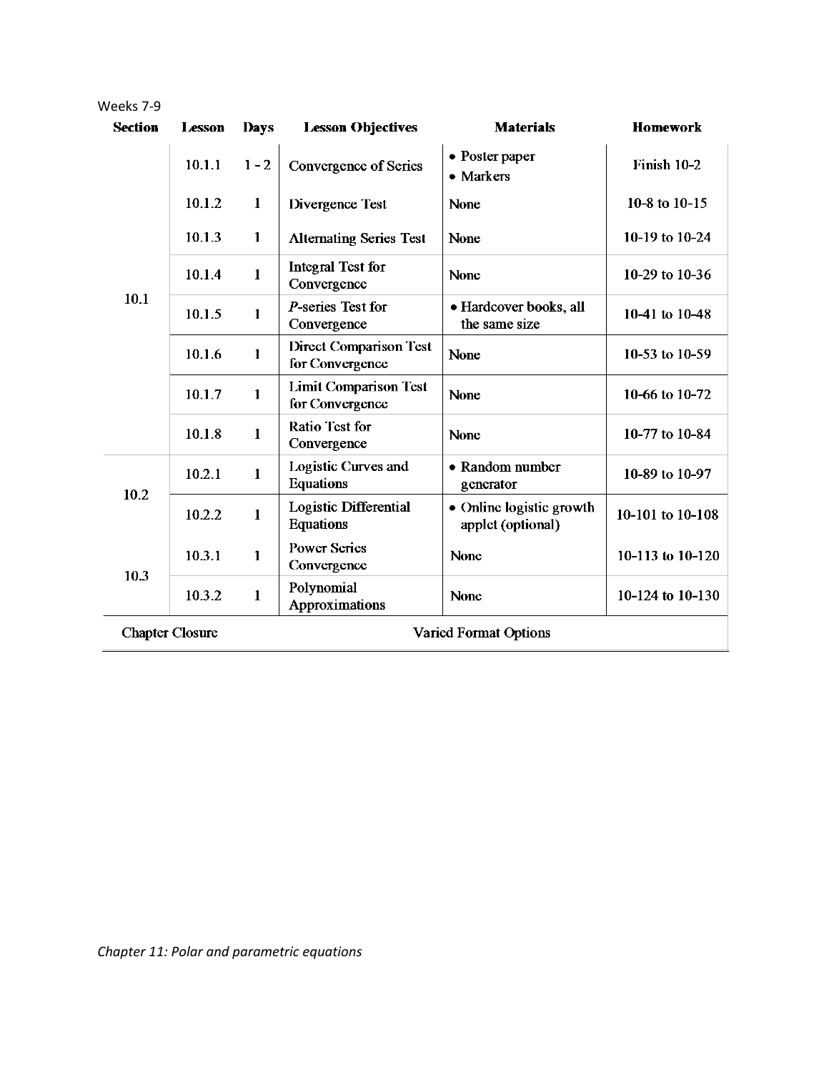Weeks 7-9

| Section | Lesson | Days | Lesson Objectives | Materials | Homework |
|---|---|---|---|---|---|
| 10.1 | 10.1.1 | 1 - 2 | Convergence of Series | • Poster paper • Markers | Finish 10-2 |
| | 10.1.2 | 1 | Divergence Test | None | 10-8 to 10-15 |
| | 10.1.3 | 1 | Alternating Series Test | None | 10-19 to 10-24 |
| | 10.1.4 | 1 | Integral Test for Convergence | None | 10-29 to 10-36 |
| | 10.1.5 | 1 | *P*-series Test for Convergence | • Hardcover books, all the same size | 10-41 to 10-48 |
| | 10.1.6 | 1 | Direct Comparison Test for Convergence | None | 10-53 to 10-59 |
| | 10.1.7 | 1 | Limit Comparison Test for Convergence | None | 10-66 to 10-72 |
| | 10.1.8 | 1 | Ratio Test for Convergence | None | 10-77 to 10-84 |
| 10.2 | 10.2.1 | 1 | Logistic Curves and Equations | • Random number generator | 10-89 to 10-97 |
| | 10.2.2 | 1 | Logistic Differential Equations | • Online logistic growth applet (optional) | 10-101 to 10-108 |
| 10.3 | 10.3.1 | 1 | Power Series Convergence | None | 10-113 to 10-120 |
| | 10.3.2 | 1 | Polynomial Approximations | None | 10-124 to 10-130 |
| Chapter Closure | | | Varied Format Options | | |

*Chapter 11: Polar and parametric equations*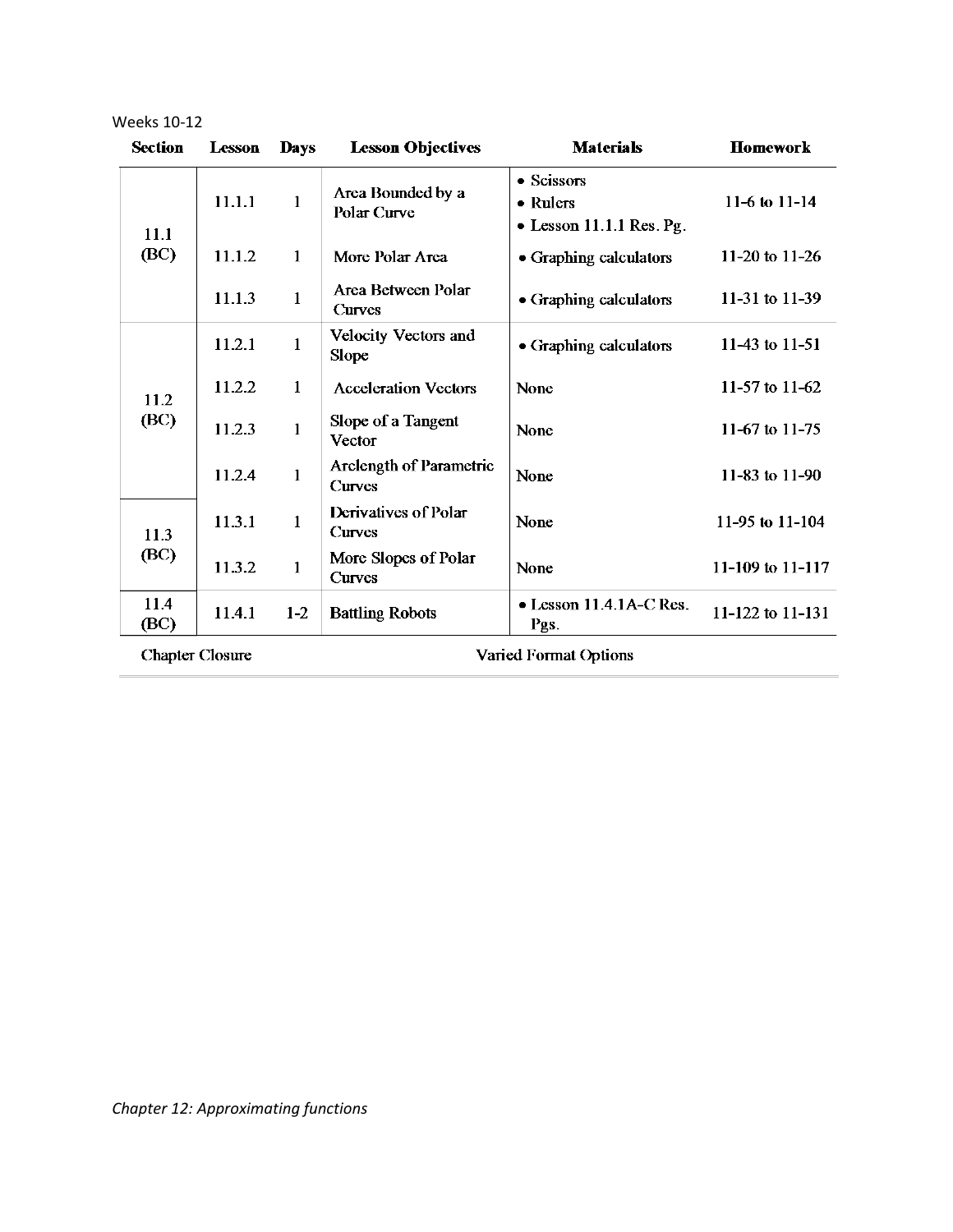Weeks 10-12

| Section | Lesson | Days | Lesson Objectives | Materials | Homework |
|---|---|---|---|---|---|
| 11.1 (BC) | 11.1.1 | 1 | Area Bounded by a Polar Curve | • Scissors<br>• Rulers<br>• Lesson 11.1.1 Res. Pg. | 11-6 to 11-14 |
| | 11.1.2 | 1 | More Polar Area | • Graphing calculators | 11-20 to 11-26 |
| | 11.1.3 | 1 | Area Between Polar Curves | • Graphing calculators | 11-31 to 11-39 |
| 11.2 (BC) | 11.2.1 | 1 | Velocity Vectors and Slope | • Graphing calculators | 11-43 to 11-51 |
| | 11.2.2 | 1 | Acceleration Vectors | None | 11-57 to 11-62 |
| | 11.2.3 | 1 | Slope of a Tangent Vector | None | 11-67 to 11-75 |
| | 11.2.4 | 1 | Arclength of Parametric Curves | None | 11-83 to 11-90 |
| 11.3 (BC) | 11.3.1 | 1 | Derivatives of Polar Curves | None | 11-95 to 11-104 |
| | 11.3.2 | 1 | More Slopes of Polar Curves | None | 11-109 to 11-117 |
| 11.4 (BC) | 11.4.1 | 1-2 | Battling Robots | • Lesson 11.4.1A-C Res. Pgs. | 11-122 to 11-131 |
| Chapter Closure | | | | Varied Format Options | |

*Chapter 12: Approximating functions*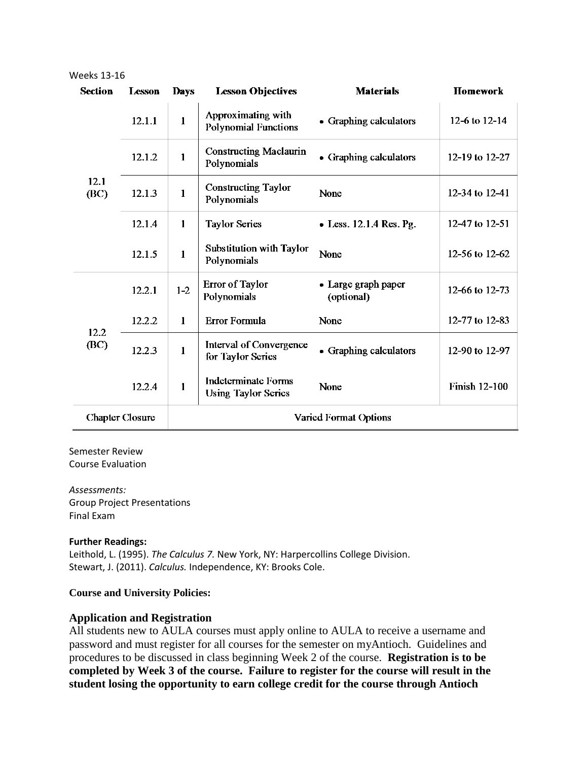Weeks 13-16

| Section | Lesson | Days | Lesson Objectives | Materials | Homework |
|---|---|---|---|---|---|
| 12.1 (BC) | 12.1.1 | 1 | Approximating with Polynomial Functions | • Graphing calculators | 12-6 to 12-14 |
| | 12.1.2 | 1 | Constructing Maclaurin Polynomials | • Graphing calculators | 12-19 to 12-27 |
| | 12.1.3 | 1 | Constructing Taylor Polynomials | None | 12-34 to 12-41 |
| | 12.1.4 | 1 | Taylor Series | • Less. 12.1.4 Res. Pg. | 12-47 to 12-51 |
| | 12.1.5 | 1 | Substitution with Taylor Polynomials | None | 12-56 to 12-62 |
| 12.2 (BC) | 12.2.1 | 1-2 | Error of Taylor Polynomials | • Large graph paper (optional) | 12-66 to 12-73 |
| | 12.2.2 | 1 | Error Formula | None | 12-77 to 12-83 |
| | 12.2.3 | 1 | Interval of Convergence for Taylor Series | • Graphing calculators | 12-90 to 12-97 |
| | 12.2.4 | 1 | Indeterminate Forms Using Taylor Series | None | Finish 12-100 |
| Chapter Closure | | Varied Format Options | | | |

Semester Review
Course Evaluation

*Assessments:*
Group Project Presentations
Final Exam

**Further Readings:**
Leithold, L. (1995). *The Calculus 7.* New York, NY: Harpercollins College Division.
Stewart, J. (2011). *Calculus.* Independence, KY: Brooks Cole.

**Course and University Policies:**

### Application and Registration

All students new to AULA courses must apply online to AULA to receive a username and password and must register for all courses for the semester on myAntioch. Guidelines and procedures to be discussed in class beginning Week 2 of the course. **Registration is to be completed by Week 3 of the course. Failure to register for the course will result in the student losing the opportunity to earn college credit for the course through Antioch**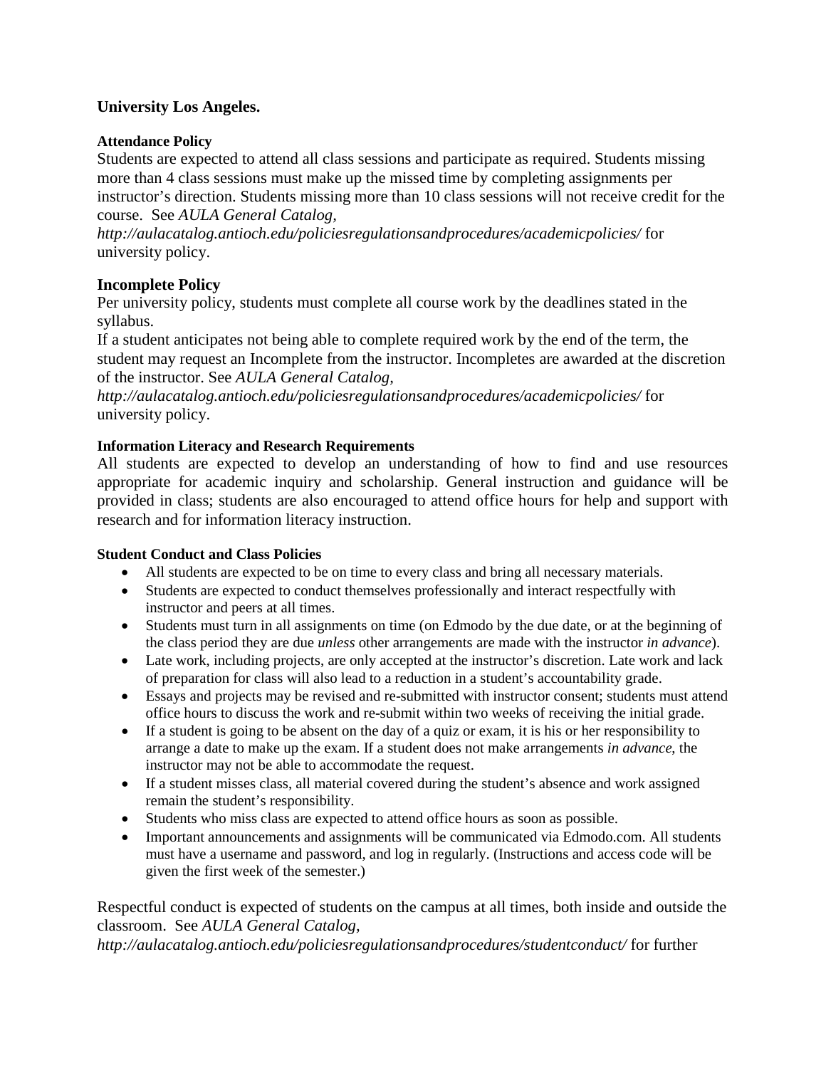**University Los Angeles.**

**Attendance Policy**

Students are expected to attend all class sessions and participate as required. Students missing more than 4 class sessions must make up the missed time by completing assignments per instructor's direction. Students missing more than 10 class sessions will not receive credit for the course. See *AULA General Catalog, http://aulacatalog.antioch.edu/policiesregulationsandprocedures/academicpolicies/* for university policy.

## Incomplete Policy

Per university policy, students must complete all course work by the deadlines stated in the syllabus.

If a student anticipates not being able to complete required work by the end of the term, the student may request an Incomplete from the instructor. Incompletes are awarded at the discretion of the instructor. See *AULA General Catalog, http://aulacatalog.antioch.edu/policiesregulationsandprocedures/academicpolicies/* for university policy.

**Information Literacy and Research Requirements**

All students are expected to develop an understanding of how to find and use resources appropriate for academic inquiry and scholarship. General instruction and guidance will be provided in class; students are also encouraged to attend office hours for help and support with research and for information literacy instruction.

**Student Conduct and Class Policies**

- All students are expected to be on time to every class and bring all necessary materials.
- Students are expected to conduct themselves professionally and interact respectfully with instructor and peers at all times.
- Students must turn in all assignments on time (on Edmodo by the due date, or at the beginning of the class period they are due *unless* other arrangements are made with the instructor *in advance*).
- Late work, including projects, are only accepted at the instructor's discretion. Late work and lack of preparation for class will also lead to a reduction in a student's accountability grade.
- Essays and projects may be revised and re-submitted with instructor consent; students must attend office hours to discuss the work and re-submit within two weeks of receiving the initial grade.
- If a student is going to be absent on the day of a quiz or exam, it is his or her responsibility to arrange a date to make up the exam. If a student does not make arrangements *in advance*, the instructor may not be able to accommodate the request.
- If a student misses class, all material covered during the student's absence and work assigned remain the student's responsibility.
- Students who miss class are expected to attend office hours as soon as possible.
- Important announcements and assignments will be communicated via Edmodo.com. All students must have a username and password, and log in regularly. (Instructions and access code will be given the first week of the semester.)

Respectful conduct is expected of students on the campus at all times, both inside and outside the classroom. See *AULA General Catalog, http://aulacatalog.antioch.edu/policiesregulationsandprocedures/studentconduct/* for further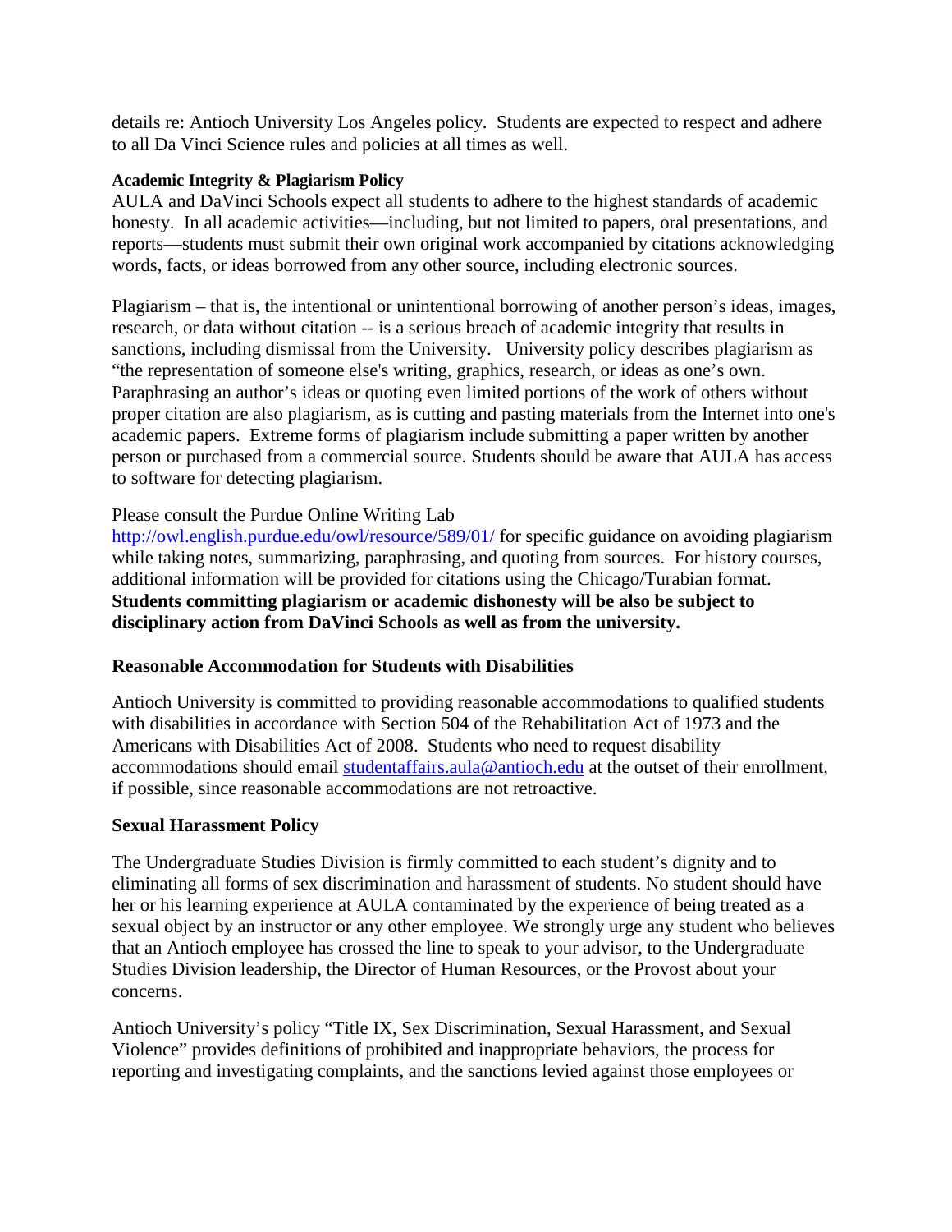details re: Antioch University Los Angeles policy. Students are expected to respect and adhere to all Da Vinci Science rules and policies at all times as well.

**Academic Integrity & Plagiarism Policy**

AULA and DaVinci Schools expect all students to adhere to the highest standards of academic honesty. In all academic activities—including, but not limited to papers, oral presentations, and reports—students must submit their own original work accompanied by citations acknowledging words, facts, or ideas borrowed from any other source, including electronic sources.

Plagiarism – that is, the intentional or unintentional borrowing of another person's ideas, images, research, or data without citation -- is a serious breach of academic integrity that results in sanctions, including dismissal from the University. University policy describes plagiarism as "the representation of someone else's writing, graphics, research, or ideas as one's own. Paraphrasing an author's ideas or quoting even limited portions of the work of others without proper citation are also plagiarism, as is cutting and pasting materials from the Internet into one's academic papers. Extreme forms of plagiarism include submitting a paper written by another person or purchased from a commercial source. Students should be aware that AULA has access to software for detecting plagiarism.

Please consult the Purdue Online Writing Lab http://owl.english.purdue.edu/owl/resource/589/01/ for specific guidance on avoiding plagiarism while taking notes, summarizing, paraphrasing, and quoting from sources. For history courses, additional information will be provided for citations using the Chicago/Turabian format. **Students committing plagiarism or academic dishonesty will be also be subject to disciplinary action from DaVinci Schools as well as from the university.**

**Reasonable Accommodation for Students with Disabilities**

Antioch University is committed to providing reasonable accommodations to qualified students with disabilities in accordance with Section 504 of the Rehabilitation Act of 1973 and the Americans with Disabilities Act of 2008. Students who need to request disability accommodations should email studentaffairs.aula@antioch.edu at the outset of their enrollment, if possible, since reasonable accommodations are not retroactive.

**Sexual Harassment Policy**

The Undergraduate Studies Division is firmly committed to each student's dignity and to eliminating all forms of sex discrimination and harassment of students. No student should have her or his learning experience at AULA contaminated by the experience of being treated as a sexual object by an instructor or any other employee. We strongly urge any student who believes that an Antioch employee has crossed the line to speak to your advisor, to the Undergraduate Studies Division leadership, the Director of Human Resources, or the Provost about your concerns.

Antioch University's policy "Title IX, Sex Discrimination, Sexual Harassment, and Sexual Violence" provides definitions of prohibited and inappropriate behaviors, the process for reporting and investigating complaints, and the sanctions levied against those employees or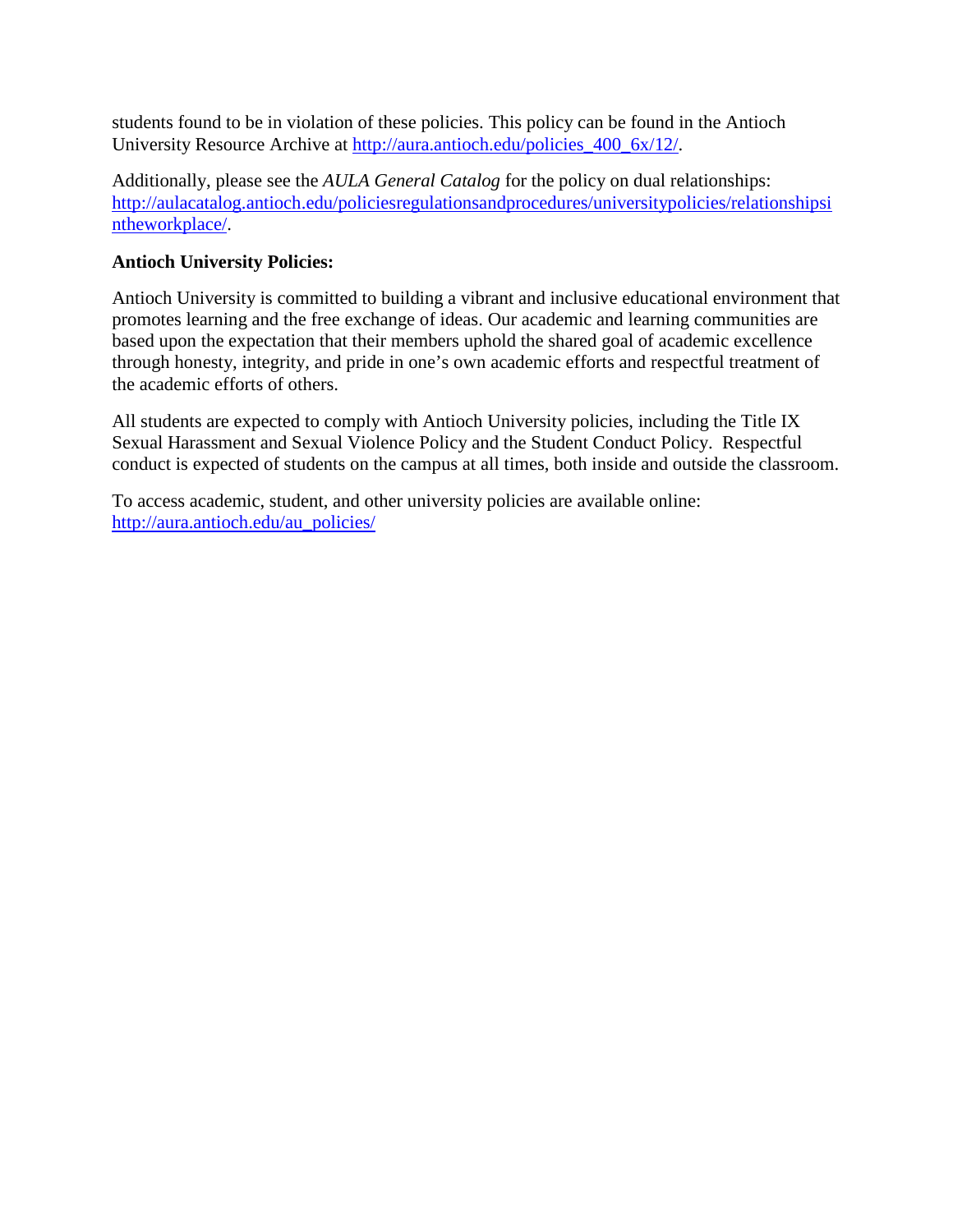students found to be in violation of these policies. This policy can be found in the Antioch University Resource Archive at http://aura.antioch.edu/policies_400_6x/12/.

Additionally, please see the *AULA General Catalog* for the policy on dual relationships: http://aulacatalog.antioch.edu/policiesregulationsandprocedures/universitypolicies/relationshipsintheworkplace/.

**Antioch University Policies:**

Antioch University is committed to building a vibrant and inclusive educational environment that promotes learning and the free exchange of ideas. Our academic and learning communities are based upon the expectation that their members uphold the shared goal of academic excellence through honesty, integrity, and pride in one's own academic efforts and respectful treatment of the academic efforts of others.

All students are expected to comply with Antioch University policies, including the Title IX Sexual Harassment and Sexual Violence Policy and the Student Conduct Policy. Respectful conduct is expected of students on the campus at all times, both inside and outside the classroom.

To access academic, student, and other university policies are available online: http://aura.antioch.edu/au_policies/